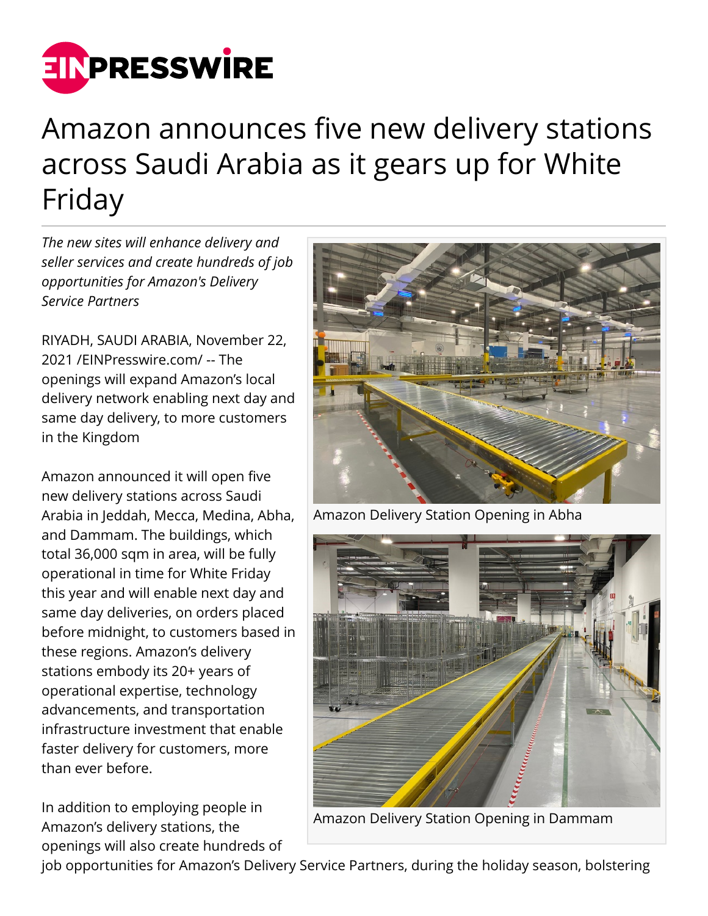# Amazon announces five new delivery stations across Saudi Arabia as it gears up for White Friday

*The new sites will enhance delivery and seller services and create hundreds of job opportunities for Amazon's Delivery Service Partners*

RIYADH, SAUDI ARABIA, November 22, 2021 /EINPresswire.com/ -- The openings will expand Amazon's local delivery network enabling next day and same day delivery, to more customers in the Kingdom

Amazon announced it will open five new delivery stations across Saudi Arabia in Jeddah, Mecca, Medina, Abha, and Dammam. The buildings, which total 36,000 sqm in area, will be fully operational in time for White Friday this year and will enable next day and same day deliveries, on orders placed before midnight, to customers based in these regions. Amazon's delivery stations embody its 20+ years of operational expertise, technology advancements, and transportation infrastructure investment that enable faster delivery for customers, more than ever before.

Amazon Delivery Station Opening in Abha

Amazon Delivery Station Opening in Dammam

In addition to employing people in Amazon's delivery stations, the openings will also create hundreds of job opportunities for Amazon's Delivery Service Partners, during the holiday season, bolstering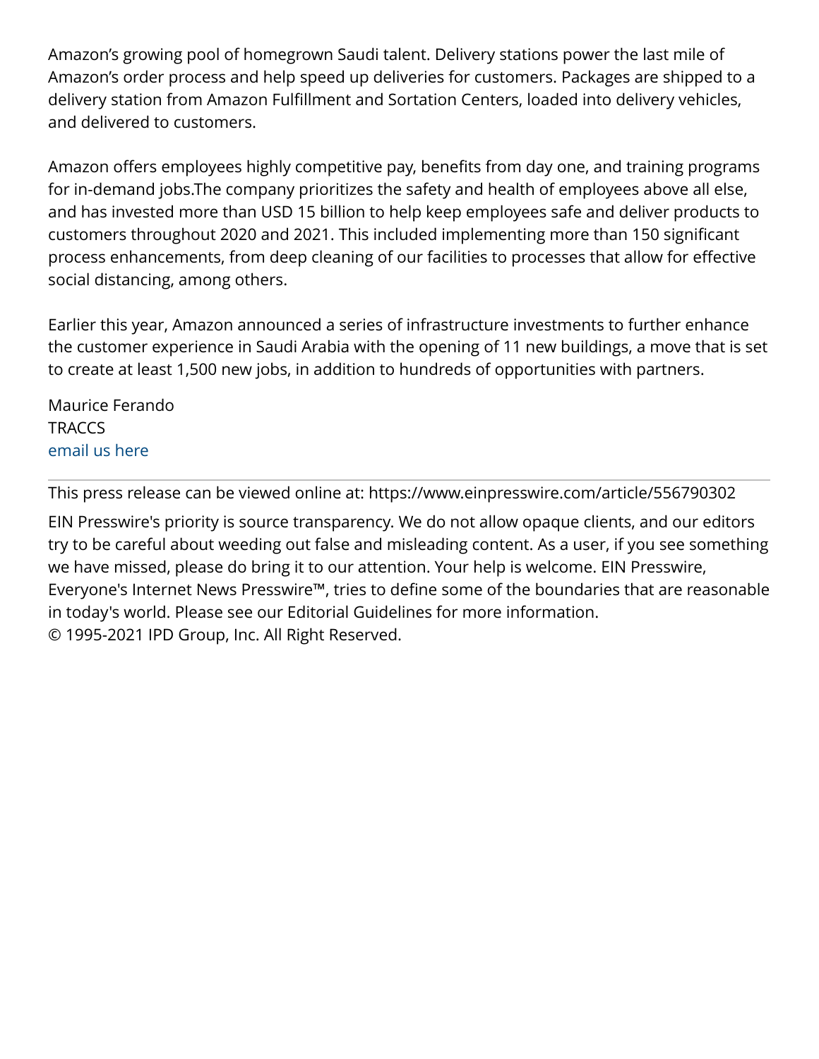Amazon’s growing pool of homegrown Saudi talent. Delivery stations power the last mile of Amazon’s order process and help speed up deliveries for customers. Packages are shipped to a delivery station from Amazon Fulfillment and Sortation Centers, loaded into delivery vehicles, and delivered to customers.

Amazon offers employees highly competitive pay, benefits from day one, and training programs for in-demand jobs.The company prioritizes the safety and health of employees above all else, and has invested more than USD 15 billion to help keep employees safe and deliver products to customers throughout 2020 and 2021. This included implementing more than 150 significant process enhancements, from deep cleaning of our facilities to processes that allow for effective social distancing, among others.

Earlier this year, Amazon announced a series of infrastructure investments to further enhance the customer experience in Saudi Arabia with the opening of 11 new buildings, a move that is set to create at least 1,500 new jobs, in addition to hundreds of opportunities with partners.

Maurice Ferando
TRACCS
email us here

---

This press release can be viewed online at: https://www.einpresswire.com/article/556790302

EIN Presswire's priority is source transparency. We do not allow opaque clients, and our editors try to be careful about weeding out false and misleading content. As a user, if you see something we have missed, please do bring it to our attention. Your help is welcome. EIN Presswire, Everyone's Internet News Presswire™, tries to define some of the boundaries that are reasonable in today's world. Please see our Editorial Guidelines for more information.
© 1995-2021 IPD Group, Inc. All Right Reserved.